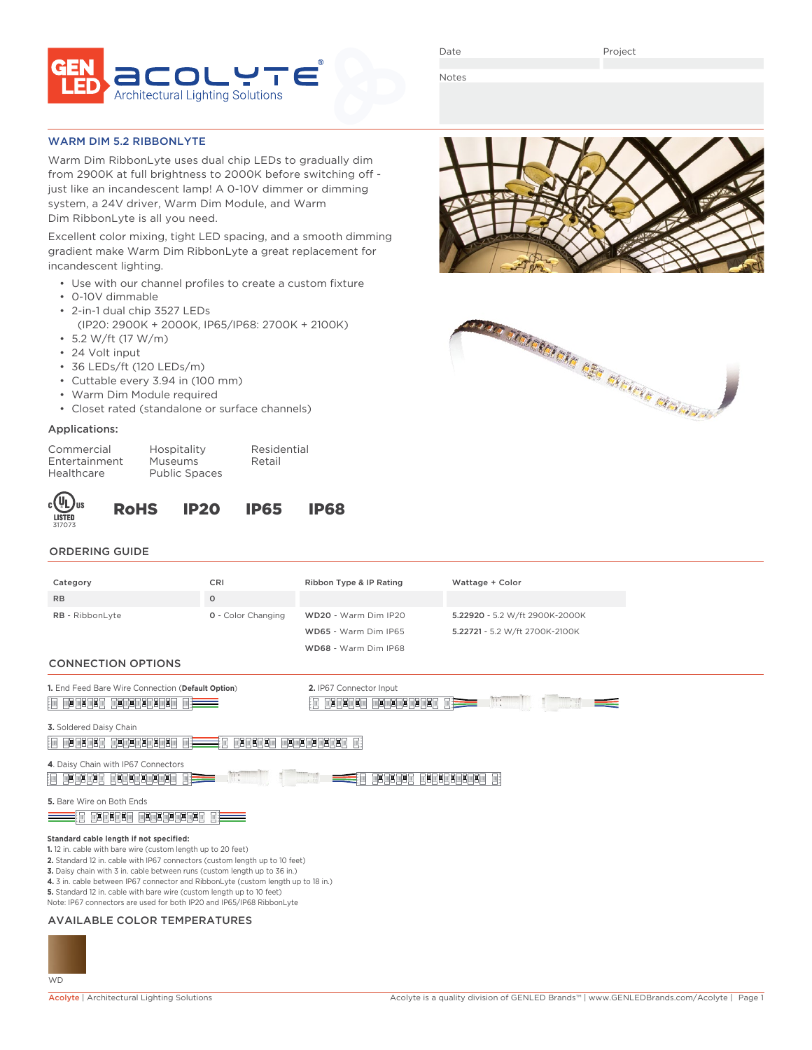GEN LED | ACOLYTE® Architectural Lighting Solutions

Date | Project

Notes

## WARM DIM 5.2 RIBBONLYTE

Warm Dim RibbonLyte uses dual chip LEDs to gradually dim from 2900K at full brightness to 2000K before switching off - just like an incandescent lamp! A 0-10V dimmer or dimming system, a 24V driver, Warm Dim Module, and Warm Dim RibbonLyte is all you need.

Excellent color mixing, tight LED spacing, and a smooth dimming gradient make Warm Dim RibbonLyte a great replacement for incandescent lighting.

- Use with our channel profiles to create a custom fixture
- 0-10V dimmable
- 2-in-1 dual chip 3527 LEDs
  (IP20: 2900K + 2000K, IP65/IP68: 2700K + 2100K)
- 5.2 W/ft (17 W/m)
- 24 Volt input
- 36 LEDs/ft (120 LEDs/m)
- Cuttable every 3.94 in (100 mm)
- Warm Dim Module required
- Closet rated (standalone or surface channels)

### Applications:

| | | |
|---|---|---|
| Commercial | Hospitality | Residential |
| Entertainment | Museums | Retail |
| Healthcare | Public Spaces | |

cULus LISTED 317073 | **RoHS** | **IP20** | **IP65** | **IP68**

## ORDERING GUIDE

| Category | CRI | Ribbon Type & IP Rating | Wattage + Color |
|---|---|---|---|
| RB | 0 | | |
| **RB** - RibbonLyte | **0** - Color Changing | **WD20** - Warm Dim IP20 | **5.22920** - 5.2 W/ft 2900K-2000K |
| | | **WD65** - Warm Dim IP65 | **5.22721** - 5.2 W/ft 2700K-2100K |
| | | **WD68** - Warm Dim IP68 | |

## CONNECTION OPTIONS

**1.** End Feed Bare Wire Connection (**Default Option**)

**2.** IP67 Connector Input

**3.** Soldered Daisy Chain

**4**. Daisy Chain with IP67 Connectors

**5.** Bare Wire on Both Ends

**Standard cable length if not specified:**

**1.** 12 in. cable with bare wire (custom length up to 20 feet)
**2.** Standard 12 in. cable with IP67 connectors (custom length up to 10 feet)
**3.** Daisy chain with 3 in. cable between runs (custom length up to 36 in.)
**4.** 3 in. cable between IP67 connector and RibbonLyte (custom length up to 18 in.)
**5.** Standard 12 in. cable with bare wire (custom length up to 10 feet)
Note: IP67 connectors are used for both IP20 and IP65/IP68 RibbonLyte

## AVAILABLE COLOR TEMPERATURES

WD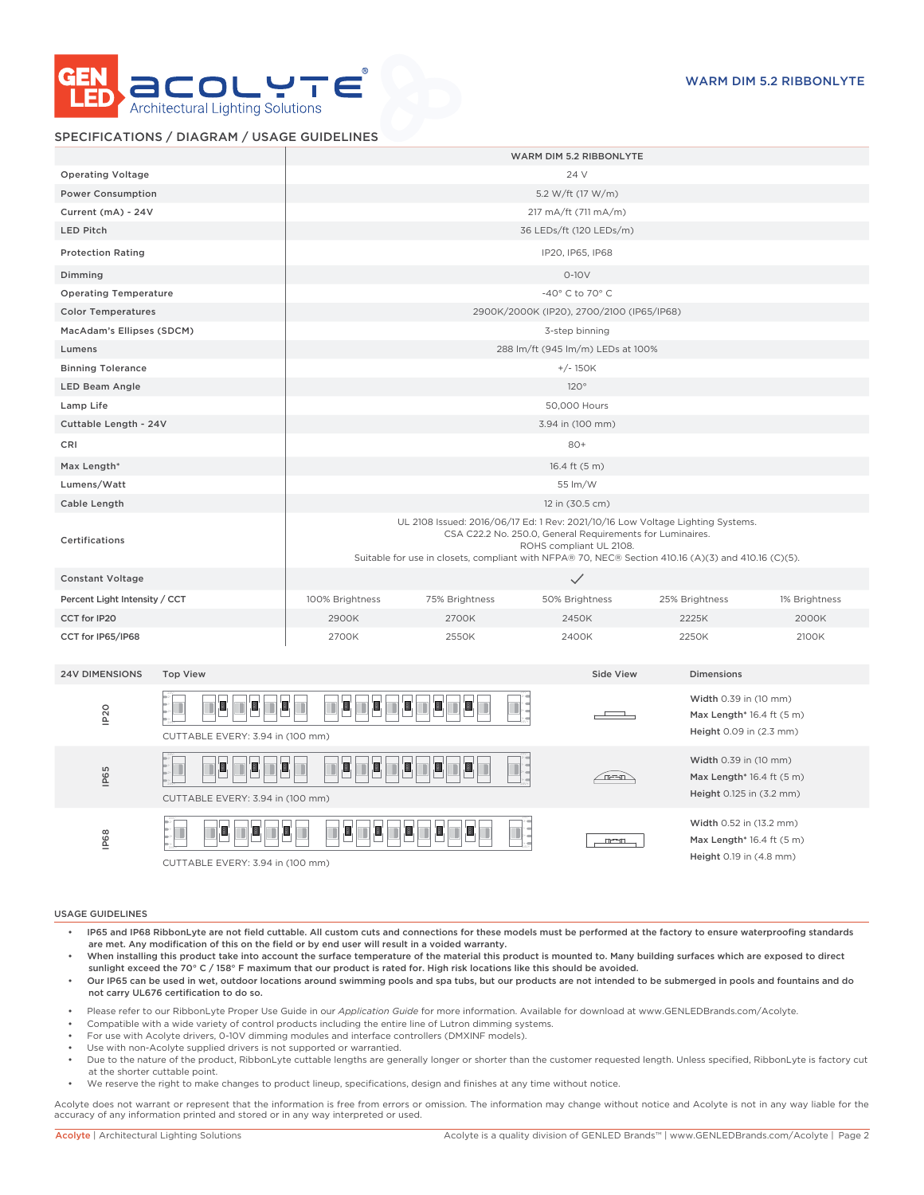WARM DIM 5.2 RIBBONLYTE

## SPECIFICATIONS / DIAGRAM / USAGE GUIDELINES

| | WARM DIM 5.2 RIBBONLYTE | | | | |
|---|---|---|---|---|---|
| Operating Voltage | 24 V | | | | |
| Power Consumption | 5.2 W/ft (17 W/m) | | | | |
| Current (mA) - 24V | 217 mA/ft (711 mA/m) | | | | |
| LED Pitch | 36 LEDs/ft (120 LEDs/m) | | | | |
| Protection Rating | IP20, IP65, IP68 | | | | |
| Dimming | 0-10V | | | | |
| Operating Temperature | -40° C to 70° C | | | | |
| Color Temperatures | 2900K/2000K (IP20), 2700/2100 (IP65/IP68) | | | | |
| MacAdam's Ellipses (SDCM) | 3-step binning | | | | |
| Lumens | 288 lm/ft (945 lm/m) LEDs at 100% | | | | |
| Binning Tolerance | +/- 150K | | | | |
| LED Beam Angle | 120° | | | | |
| Lamp Life | 50,000 Hours | | | | |
| Cuttable Length - 24V | 3.94 in (100 mm) | | | | |
| CRI | 80+ | | | | |
| Max Length* | 16.4 ft (5 m) | | | | |
| Lumens/Watt | 55 lm/W | | | | |
| Cable Length | 12 in (30.5 cm) | | | | |
| Certifications | UL 2108 Issued: 2016/06/17 Ed: 1 Rev: 2021/10/16 Low Voltage Lighting Systems. CSA C22.2 No. 250.0, General Requirements for Luminaires. ROHS compliant UL 2108. Suitable for use in closets, compliant with NFPA® 70, NEC® Section 410.16 (A)(3) and 410.16 (C)(5). | | | | |
| Constant Voltage | ✓ | | | | |
| Percent Light Intensity / CCT | 100% Brightness | 75% Brightness | 50% Brightness | 25% Brightness | 1% Brightness |
| CCT for IP20 | 2900K | 2700K | 2450K | 2225K | 2000K |
| CCT for IP65/IP68 | 2700K | 2550K | 2400K | 2250K | 2100K |

| 24V DIMENSIONS | Top View | Side View | Dimensions |
|---|---|---|---|
| IP20 | CUTTABLE EVERY: 3.94 in (100 mm) | | **Width** 0.39 in (10 mm)<br>**Max Length*** 16.4 ft (5 m)<br>**Height** 0.09 in (2.3 mm) |
| IP65 | CUTTABLE EVERY: 3.94 in (100 mm) | | **Width** 0.39 in (10 mm)<br>**Max Length*** 16.4 ft (5 m)<br>**Height** 0.125 in (3.2 mm) |
| IP68 | CUTTABLE EVERY: 3.94 in (100 mm) | | **Width** 0.52 in (13.2 mm)<br>**Max Length*** 16.4 ft (5 m)<br>**Height** 0.19 in (4.8 mm) |

### USAGE GUIDELINES

- **IP65 and IP68 RibbonLyte are not field cuttable. All custom cuts and connections for these models must be performed at the factory to ensure waterproofing standards are met. Any modification of this on the field or by end user will result in a voided warranty.**
- **When installing this product take into account the surface temperature of the material this product is mounted to. Many building surfaces which are exposed to direct sunlight exceed the 70° C / 158° F maximum that our product is rated for. High risk locations like this should be avoided.**
- **Our IP65 can be used in wet, outdoor locations around swimming pools and spa tubs, but our products are not intended to be submerged in pools and fountains and do not carry UL676 certification to do so.**

- Please refer to our RibbonLyte Proper Use Guide in our *Application Guide* for more information. Available for download at www.GENLEDBrands.com/Acolyte.
- Compatible with a wide variety of control products including the entire line of Lutron dimming systems.
- For use with Acolyte drivers, 0-10V dimming modules and interface controllers (DMXINF models).
- Use with non-Acolyte supplied drivers is not supported or warrantied.
- Due to the nature of the product, RibbonLyte cuttable lengths are generally longer or shorter than the customer requested length. Unless specified, RibbonLyte is factory cut at the shorter cuttable point.
- We reserve the right to make changes to product lineup, specifications, design and finishes at any time without notice.

Acolyte does not warrant or represent that the information is free from errors or omission. The information may change without notice and Acolyte is not in any way liable for the accuracy of any information printed and stored or in any way interpreted or used.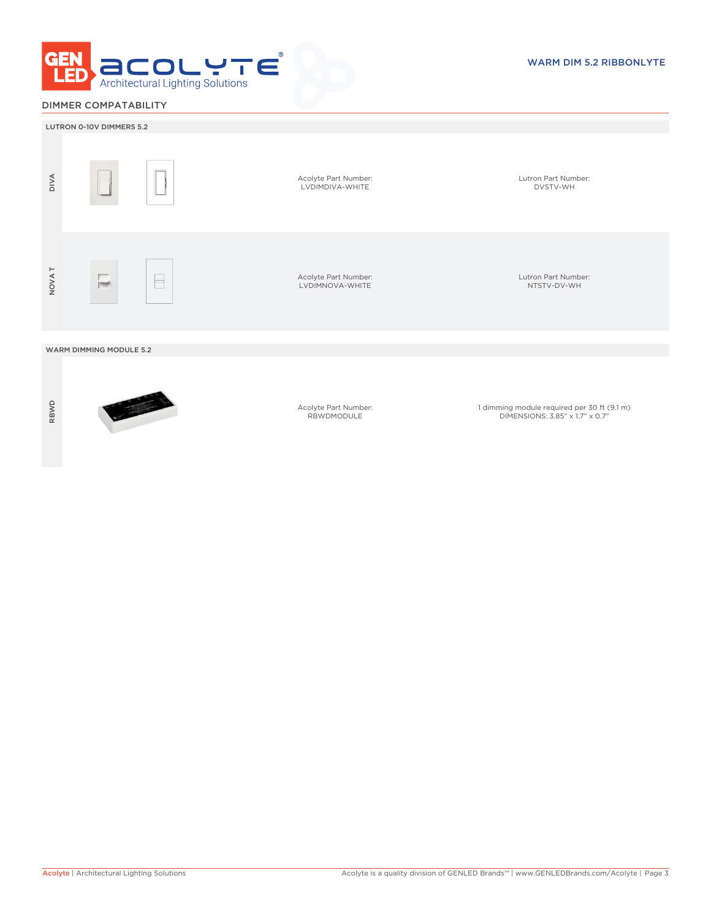## DIMMER COMPATABILITY

### LUTRON 0-10V DIMMERS 5.2

| | Acolyte Part Number | Lutron Part Number |
|---|---|---|
| DIVA | LVDIMDIVA-WHITE | DVSTV-WH |
| NOVA T | LVDIMNOVA-WHITE | NTSTV-DV-WH |

### WARM DIMMING MODULE 5.2

| | Acolyte Part Number | |
|---|---|---|
| RBWD | RBWDMODULE | 1 dimming module required per 30 ft (9.1 m)<br>DIMENSIONS: 3.85" x 1.7" x 0.7" |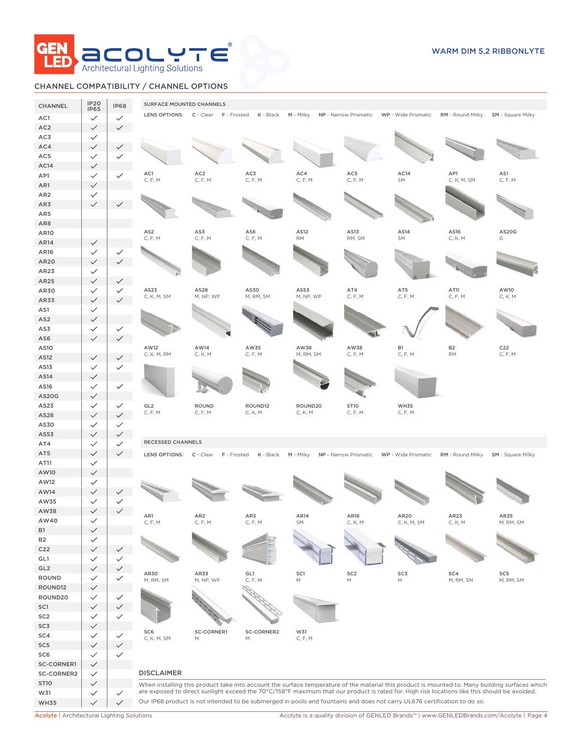WARM DIM 5.2 RIBBONLYTE

## CHANNEL COMPATIBILITY / CHANNEL OPTIONS

| CHANNEL | IP20 IP65 | IP68 |
|---|---|---|
| AC1 | ✓ | ✓ |
| AC2 | ✓ | ✓ |
| AC3 | ✓ | |
| AC4 | ✓ | ✓ |
| AC5 | ✓ | ✓ |
| AC14 | ✓ | |
| AP1 | ✓ | ✓ |
| AR1 | ✓ | |
| AR2 | ✓ | |
| AR3 | ✓ | ✓ |
| AR5 | | |
| AR8 | | |
| AR10 | | |
| AR14 | ✓ | |
| AR16 | ✓ | ✓ |
| AR20 | ✓ | ✓ |
| AR23 | ✓ | |
| AR25 | ✓ | ✓ |
| AR30 | ✓ | ✓ |
| AR33 | ✓ | ✓ |
| AS1 | ✓ | |
| AS2 | ✓ | |
| AS3 | ✓ | ✓ |
| AS6 | ✓ | ✓ |
| AS10 | | |
| AS12 | ✓ | ✓ |
| AS13 | ✓ | ✓ |
| AS14 | ✓ | |
| AS16 | ✓ | ✓ |
| AS20G | ✓ | |
| AS23 | ✓ | ✓ |
| AS28 | ✓ | ✓ |
| AS30 | ✓ | ✓ |
| AS53 | ✓ | ✓ |
| AT4 | ✓ | ✓ |
| AT5 | ✓ | ✓ |
| AT11 | ✓ | |
| AW10 | ✓ | |
| AW12 | ✓ | |
| AW14 | ✓ | ✓ |
| AW35 | ✓ | ✓ |
| AW38 | ✓ | ✓ |
| AW40 | ✓ | |
| B1 | ✓ | |
| B2 | ✓ | |
| C22 | ✓ | ✓ |
| GL1 | ✓ | ✓ |
| GL2 | ✓ | ✓ |
| ROUND | ✓ | ✓ |
| ROUND12 | ✓ | |
| ROUND20 | ✓ | ✓ |
| SC1 | ✓ | ✓ |
| SC2 | ✓ | ✓ |
| SC3 | ✓ | |
| SC4 | ✓ | ✓ |
| SC5 | ✓ | ✓ |
| SC6 | ✓ | ✓ |
| SC-CORNER1 | ✓ | |
| SC-CORNER2 | ✓ | |
| ST10 | ✓ | |
| W31 | ✓ | ✓ |
| WH35 | ✓ | ✓ |

### SURFACE MOUNTED CHANNELS

LENS OPTIONS: C - Clear F - Frosted K - Black M - Milky NP - Narrow Prismatic WP - Wide Prismatic RM - Round Milky SM - Square Milky

| Channel | Lens Options |
|---|---|
| AC1 | C, F, M |
| AC2 | C, F, M |
| AC3 | C, F, M |
| AC4 | C, F, M |
| AC5 | C, F, M |
| AC14 | SM |
| AP1 | C, K, M, SM |
| AS1 | C, F, M |
| AS2 | C, F, M |
| AS3 | C, F, M |
| AS6 | C, F, M |
| AS12 | RM |
| AS13 | RM, SM |
| AS14 | SM |
| AS16 | C, K, M |
| AS20G | G |
| AS23 | C, K, M, SM |
| AS28 | M, NP, WP |
| AS30 | M, RM, SM |
| AS53 | M, NP, WP |
| AT4 | C, F, M |
| AT5 | C, F, M |
| AT11 | C, F, M |
| AW10 | C, K, M |
| AW12 | C, K, M, RM |
| AW14 | C, K, M |
| AW35 | C, F, M |
| AW38 | M, RM, SM |
| AW38 | C, F, M |
| B1 | C, F, M |
| B2 | RM |
| C22 | C, F, M |
| GL2 | C, F, M |
| ROUND | C, F, M |
| ROUND12 | C, K, M |
| ROUND20 | C, K, M |
| ST10 | C, F, M |
| WH35 | C, F, M |

### RECESSED CHANNELS

LENS OPTIONS: C - Clear F - Frosted K - Black M - Milky NP - Narrow Prismatic WP - Wide Prismatic RM - Round Milky SM - Square Milky

| Channel | Lens Options |
|---|---|
| AR1 | C, F, M |
| AR2 | C, F, M |
| AR3 | C, F, M |
| AR14 | SM |
| AR16 | C, K, M |
| AR20 | C, K, M, SM |
| AR23 | C, K, M |
| AR25 | M, RM, SM |
| AR30 | M, RM, SM |
| AR33 | M, NP, WP |
| GL1 | C, F, M |
| SC1 | M |
| SC2 | M |
| SC3 | M |
| SC4 | M, RM, SM |
| SC5 | M, RM, SM |
| SC6 | C, K, M, SM |
| SC-CORNER1 | M |
| SC-CORNER2 | M |
| W31 | C, F, M |

## DISCLAIMER

When installing this product take into account the surface temperature of the material this product is mounted to. Many building surfaces which are exposed to direct sunlight exceed the 70°C/158°F maximum that our product is rated for. High risk locations like this should be avoided.

Our IP68 product is not intended to be submerged in pools and fountains and does not carry UL676 certification to do so.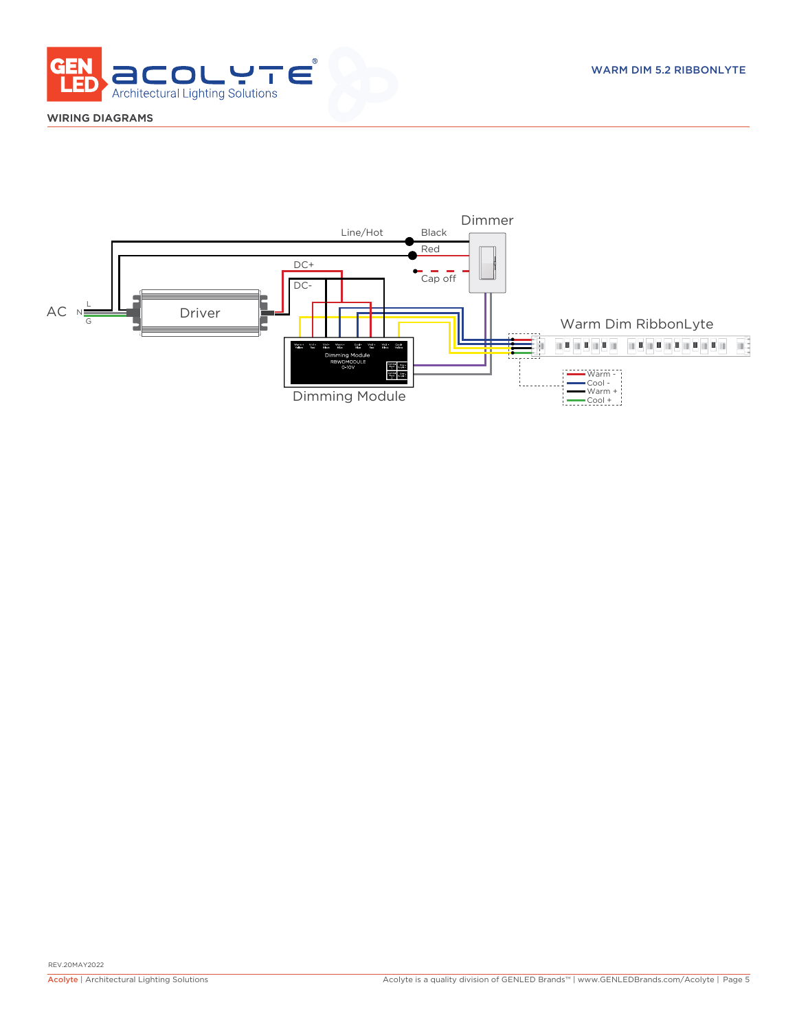## WIRING DIAGRAMS

Dimmer

Line/Hot

Black

Red

Cap off

DC+

DC-

AC

L

N

G

Driver

Warm Dim RibbonLyte

Dimming Module
RBWDMODULE
0-10V

Dimming Module

Warm -

Cool -

Warm +

Cool +

REV.20MAY2022